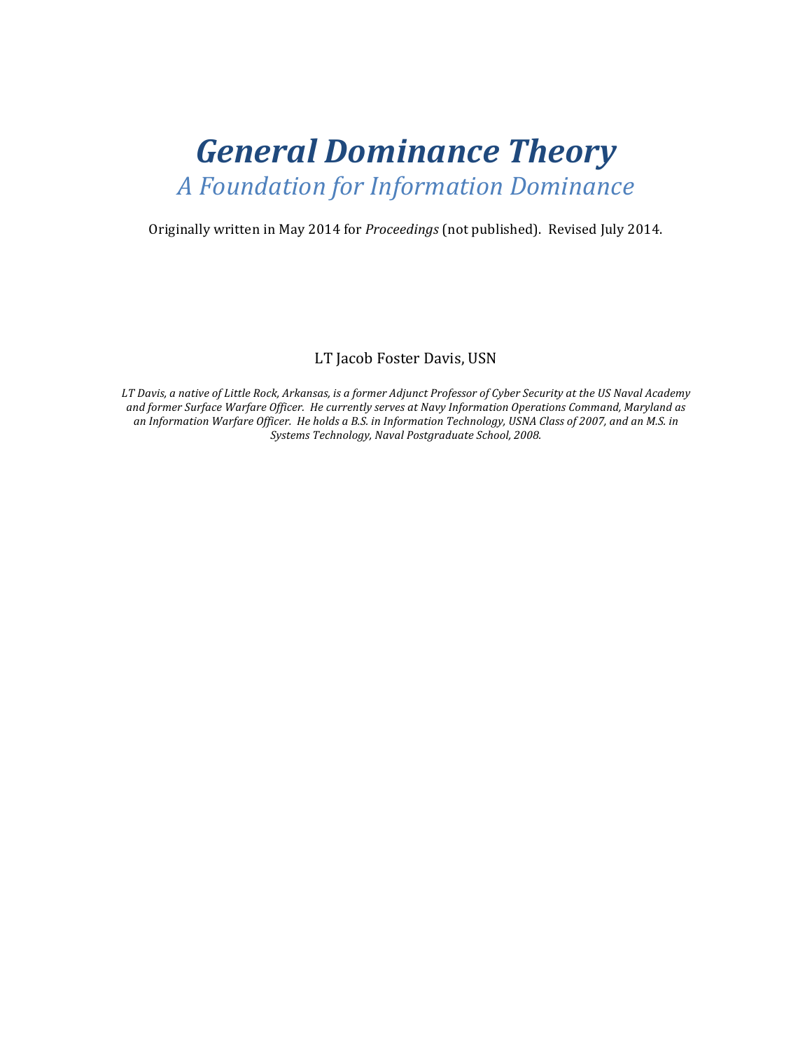# *General Dominance Theory*

## *A Foundation for Information Dominance*

Originally written in May 2014 for *Proceedings* (not published). Revised July 2014.

LT Jacob Foster Davis, USN

*LT Davis, a native of Little Rock, Arkansas, is a former Adjunct Professor of Cyber Security at the US Naval Academy and former Surface Warfare Officer. He currently serves at Navy Information Operations Command, Maryland as an Information Warfare Officer. He holds a B.S. in Information Technology, USNA Class of 2007, and an M.S. in Systems Technology, Naval Postgraduate School, 2008.*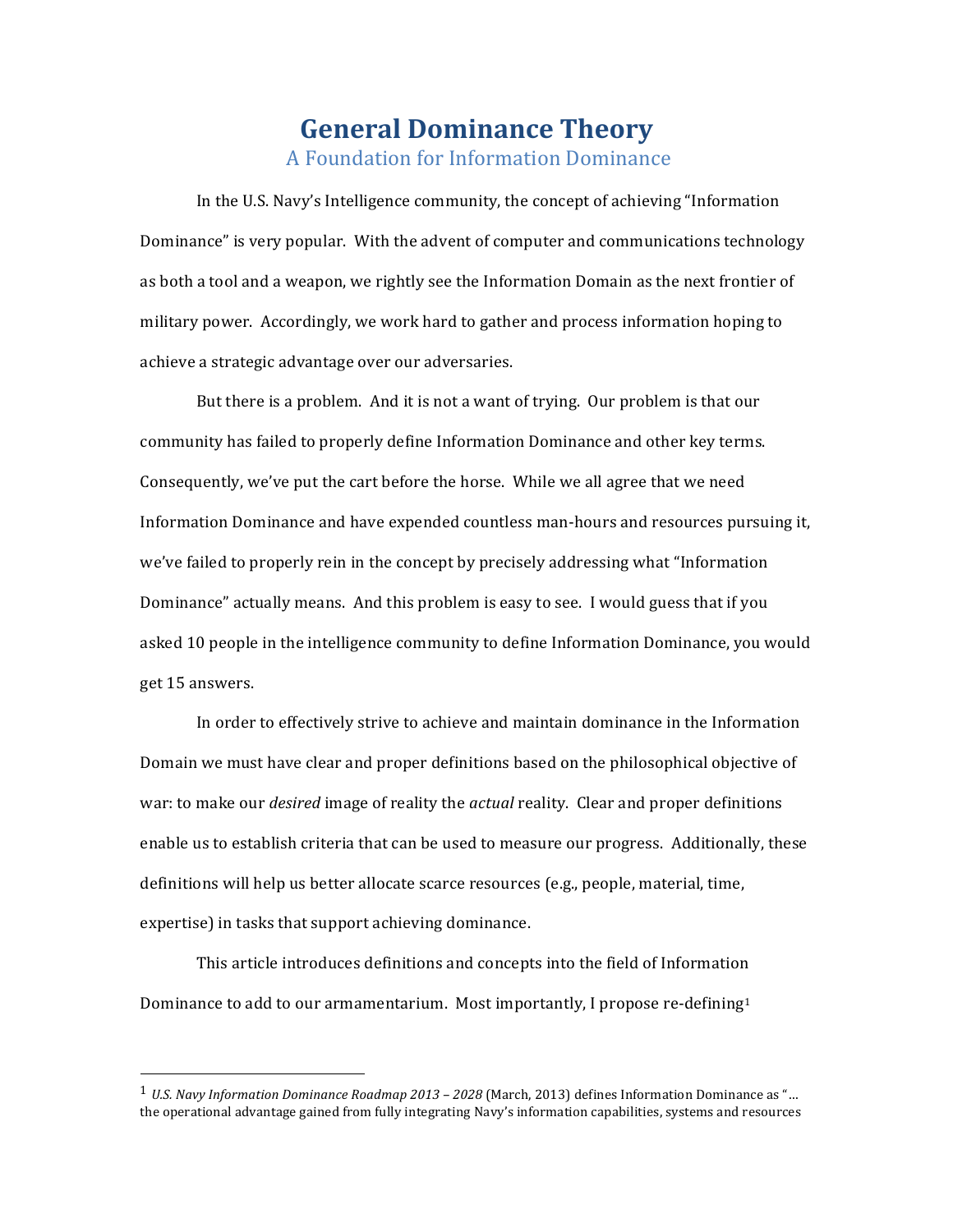# General Dominance Theory

## A Foundation for Information Dominance

In the U.S. Navy's Intelligence community, the concept of achieving "Information Dominance" is very popular. With the advent of computer and communications technology as both a tool and a weapon, we rightly see the Information Domain as the next frontier of military power. Accordingly, we work hard to gather and process information hoping to achieve a strategic advantage over our adversaries.

But there is a problem. And it is not a want of trying. Our problem is that our community has failed to properly define Information Dominance and other key terms. Consequently, we've put the cart before the horse. While we all agree that we need Information Dominance and have expended countless man-hours and resources pursuing it, we've failed to properly rein in the concept by precisely addressing what "Information Dominance" actually means. And this problem is easy to see. I would guess that if you asked 10 people in the intelligence community to define Information Dominance, you would get 15 answers.

In order to effectively strive to achieve and maintain dominance in the Information Domain we must have clear and proper definitions based on the philosophical objective of war: to make our *desired* image of reality the *actual* reality. Clear and proper definitions enable us to establish criteria that can be used to measure our progress. Additionally, these definitions will help us better allocate scarce resources (e.g., people, material, time, expertise) in tasks that support achieving dominance.

This article introduces definitions and concepts into the field of Information Dominance to add to our armamentarium. Most importantly, I propose re-defining[1]

---

[1] *U.S. Navy Information Dominance Roadmap 2013 – 2028* (March, 2013) defines Information Dominance as "... the operational advantage gained from fully integrating Navy's information capabilities, systems and resources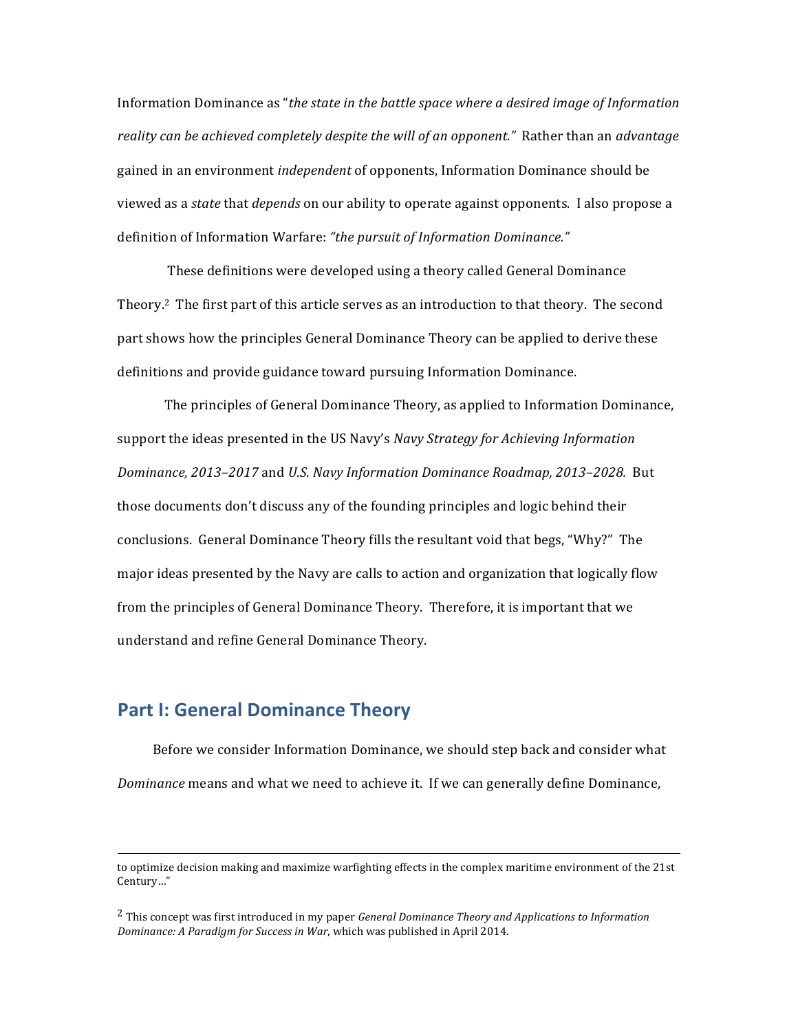Information Dominance as "*the state in the battle space where a desired image of Information reality can be achieved completely despite the will of an opponent."* Rather than an *advantage* gained in an environment *independent* of opponents, Information Dominance should be viewed as a *state* that *depends* on our ability to operate against opponents. I also propose a definition of Information Warfare: *"the pursuit of Information Dominance."*

These definitions were developed using a theory called General Dominance Theory.[2] The first part of this article serves as an introduction to that theory. The second part shows how the principles General Dominance Theory can be applied to derive these definitions and provide guidance toward pursuing Information Dominance.

The principles of General Dominance Theory, as applied to Information Dominance, support the ideas presented in the US Navy's *Navy Strategy for Achieving Information Dominance, 2013–2017* and *U.S. Navy Information Dominance Roadmap, 2013–2028*. But those documents don't discuss any of the founding principles and logic behind their conclusions. General Dominance Theory fills the resultant void that begs, "Why?" The major ideas presented by the Navy are calls to action and organization that logically flow from the principles of General Dominance Theory. Therefore, it is important that we understand and refine General Dominance Theory.

## Part I: General Dominance Theory

Before we consider Information Dominance, we should step back and consider what *Dominance* means and what we need to achieve it. If we can generally define Dominance,

---

to optimize decision making and maximize warfighting effects in the complex maritime environment of the 21st Century…"

[2] This concept was first introduced in my paper *General Dominance Theory and Applications to Information Dominance: A Paradigm for Success in War*, which was published in April 2014.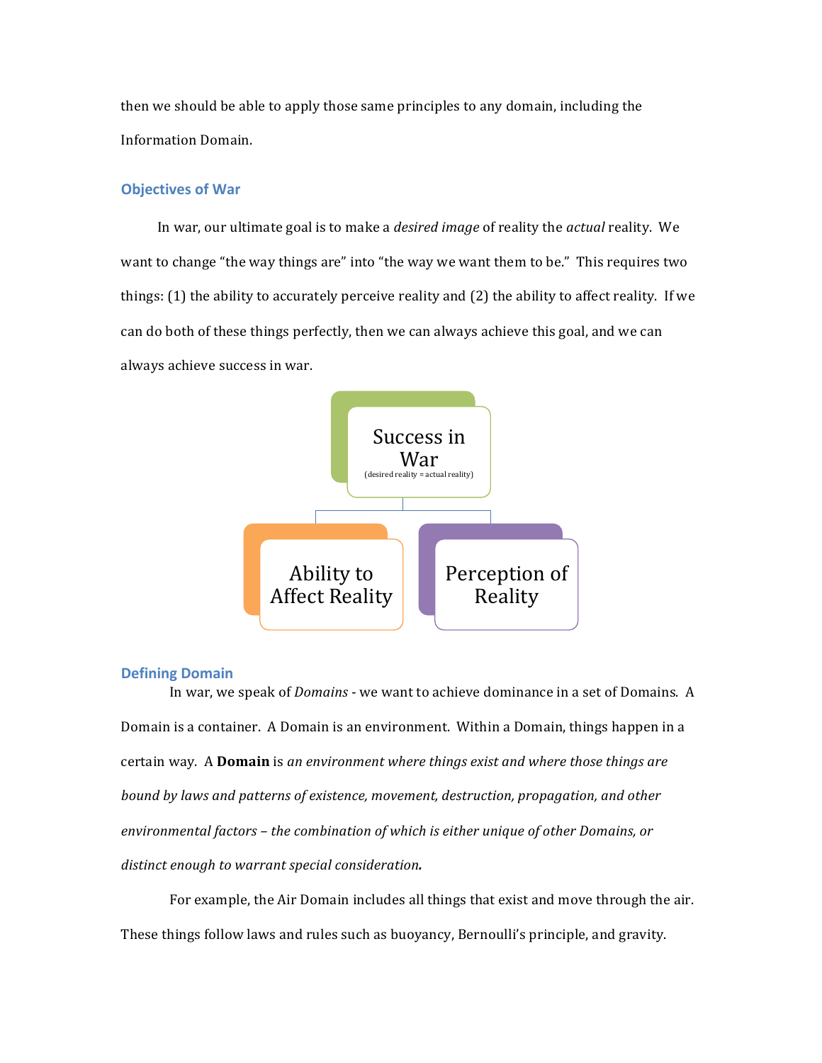then we should be able to apply those same principles to any domain, including the Information Domain.

## Objectives of War

In war, our ultimate goal is to make a *desired image* of reality the *actual* reality. We want to change "the way things are" into "the way we want them to be." This requires two things: (1) the ability to accurately perceive reality and (2) the ability to affect reality. If we can do both of these things perfectly, then we can always achieve this goal, and we can always achieve success in war.

Success in War
(desired reality = actual reality)

Ability to Affect Reality

Perception of Reality

## Defining Domain

In war, we speak of *Domains* - we want to achieve dominance in a set of Domains. A Domain is a container. A Domain is an environment. Within a Domain, things happen in a certain way. A **Domain** is *an environment where things exist and where those things are bound by laws and patterns of existence, movement, destruction, propagation, and other environmental factors – the combination of which is either unique of other Domains, or distinct enough to warrant special consideration.*

For example, the Air Domain includes all things that exist and move through the air. These things follow laws and rules such as buoyancy, Bernoulli's principle, and gravity.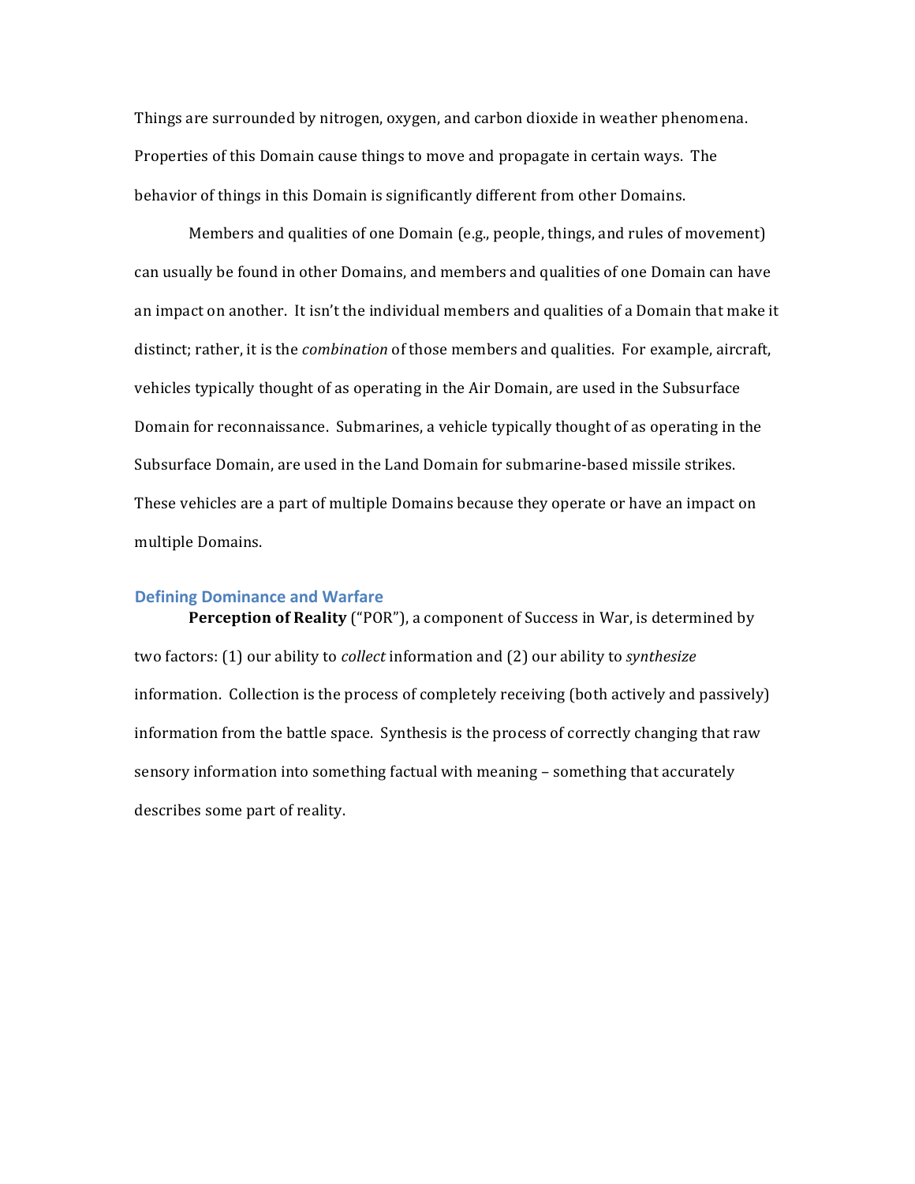Things are surrounded by nitrogen, oxygen, and carbon dioxide in weather phenomena. Properties of this Domain cause things to move and propagate in certain ways. The behavior of things in this Domain is significantly different from other Domains.

Members and qualities of one Domain (e.g., people, things, and rules of movement) can usually be found in other Domains, and members and qualities of one Domain can have an impact on another. It isn't the individual members and qualities of a Domain that make it distinct; rather, it is the *combination* of those members and qualities. For example, aircraft, vehicles typically thought of as operating in the Air Domain, are used in the Subsurface Domain for reconnaissance. Submarines, a vehicle typically thought of as operating in the Subsurface Domain, are used in the Land Domain for submarine-based missile strikes. These vehicles are a part of multiple Domains because they operate or have an impact on multiple Domains.

## Defining Dominance and Warfare

**Perception of Reality** ("POR"), a component of Success in War, is determined by two factors: (1) our ability to *collect* information and (2) our ability to *synthesize* information. Collection is the process of completely receiving (both actively and passively) information from the battle space. Synthesis is the process of correctly changing that raw sensory information into something factual with meaning – something that accurately describes some part of reality.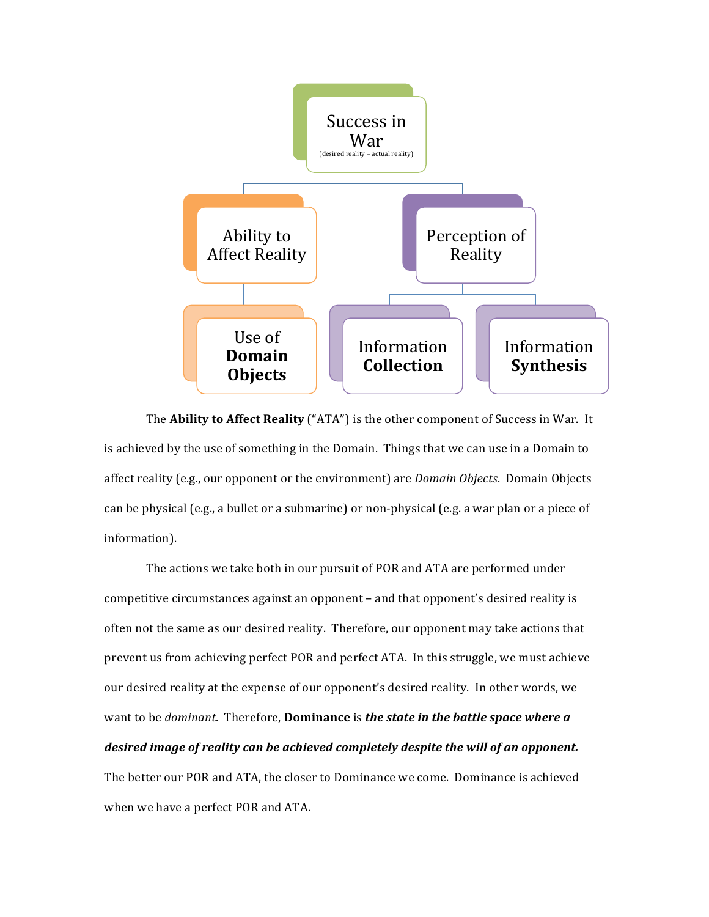Success in War
(desired reality = actual reality)

- Ability to Affect Reality
  - Use of **Domain Objects**
- Perception of Reality
  - Information **Collection**
  - Information **Synthesis**

The **Ability to Affect Reality** ("ATA") is the other component of Success in War. It is achieved by the use of something in the Domain. Things that we can use in a Domain to affect reality (e.g., our opponent or the environment) are *Domain Objects*. Domain Objects can be physical (e.g., a bullet or a submarine) or non-physical (e.g. a war plan or a piece of information).

The actions we take both in our pursuit of POR and ATA are performed under competitive circumstances against an opponent – and that opponent's desired reality is often not the same as our desired reality. Therefore, our opponent may take actions that prevent us from achieving perfect POR and perfect ATA. In this struggle, we must achieve our desired reality at the expense of our opponent's desired reality. In other words, we want to be *dominant*. Therefore, **Dominance** is ***the state in the battle space where a desired image of reality can be achieved completely despite the will of an opponent.*** The better our POR and ATA, the closer to Dominance we come. Dominance is achieved when we have a perfect POR and ATA.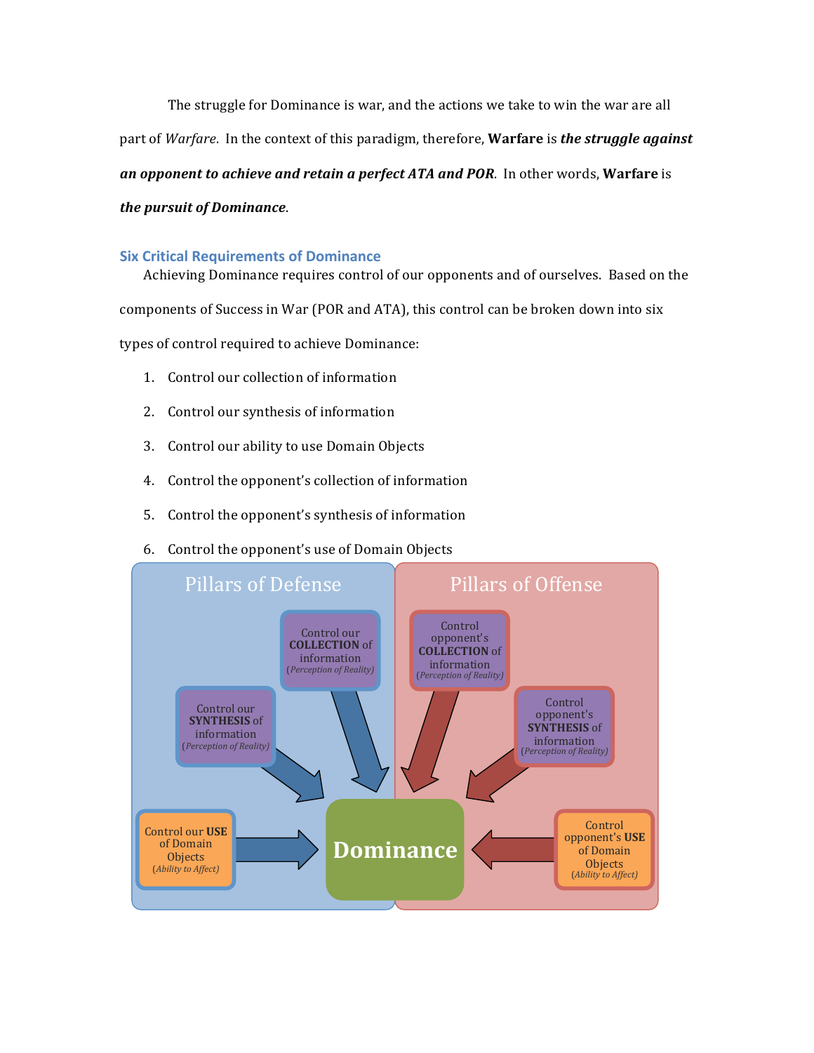The struggle for Dominance is war, and the actions we take to win the war are all part of *Warfare*. In the context of this paradigm, therefore, **Warfare** is ***the struggle against an opponent to achieve and retain a perfect ATA and POR***. In other words, **Warfare** is ***the pursuit of Dominance***.

## Six Critical Requirements of Dominance

Achieving Dominance requires control of our opponents and of ourselves. Based on the components of Success in War (POR and ATA), this control can be broken down into six types of control required to achieve Dominance:

1. Control our collection of information
2. Control our synthesis of information
3. Control our ability to use Domain Objects
4. Control the opponent's collection of information
5. Control the opponent's synthesis of information
6. Control the opponent's use of Domain Objects

Pillars of Defense

Control our **COLLECTION** of information (*Perception of Reality*)

Control our **SYNTHESIS** of information (*Perception of Reality*)

Control our **USE** of Domain Objects (*Ability to Affect*)

Pillars of Offense

Control opponent's **COLLECTION** of information (*Perception of Reality*)

Control opponent's **SYNTHESIS** of information (*Perception of Reality*)

Control opponent's **USE** of Domain Objects (*Ability to Affect*)

**Dominance**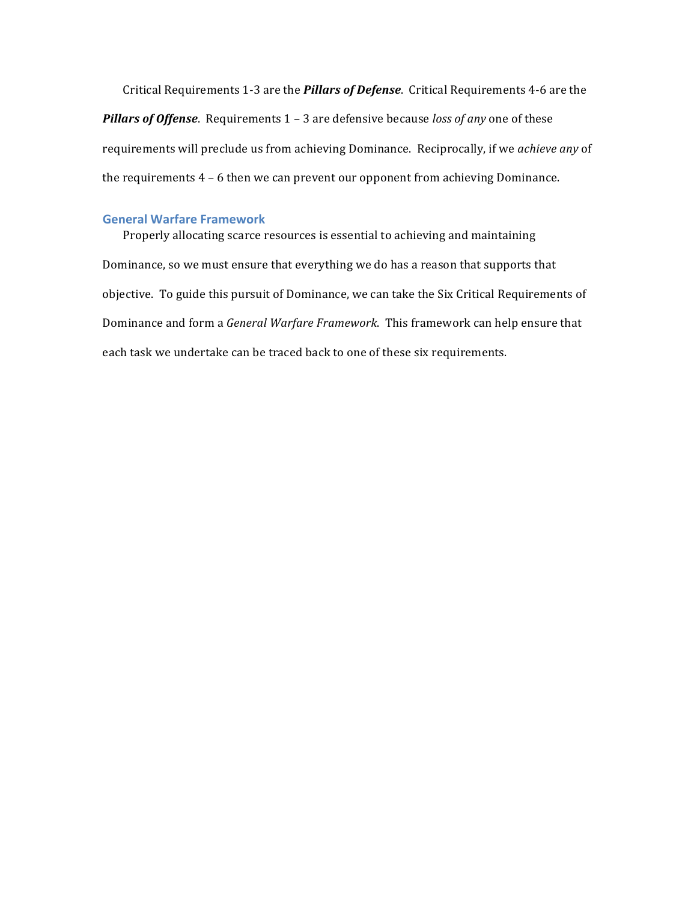Critical Requirements 1-3 are the ***Pillars of Defense***. Critical Requirements 4-6 are the ***Pillars of Offense***. Requirements 1 – 3 are defensive because *loss of any* one of these requirements will preclude us from achieving Dominance. Reciprocally, if we *achieve any* of the requirements 4 – 6 then we can prevent our opponent from achieving Dominance.

## General Warfare Framework

Properly allocating scarce resources is essential to achieving and maintaining Dominance, so we must ensure that everything we do has a reason that supports that objective. To guide this pursuit of Dominance, we can take the Six Critical Requirements of Dominance and form a *General Warfare Framework*. This framework can help ensure that each task we undertake can be traced back to one of these six requirements.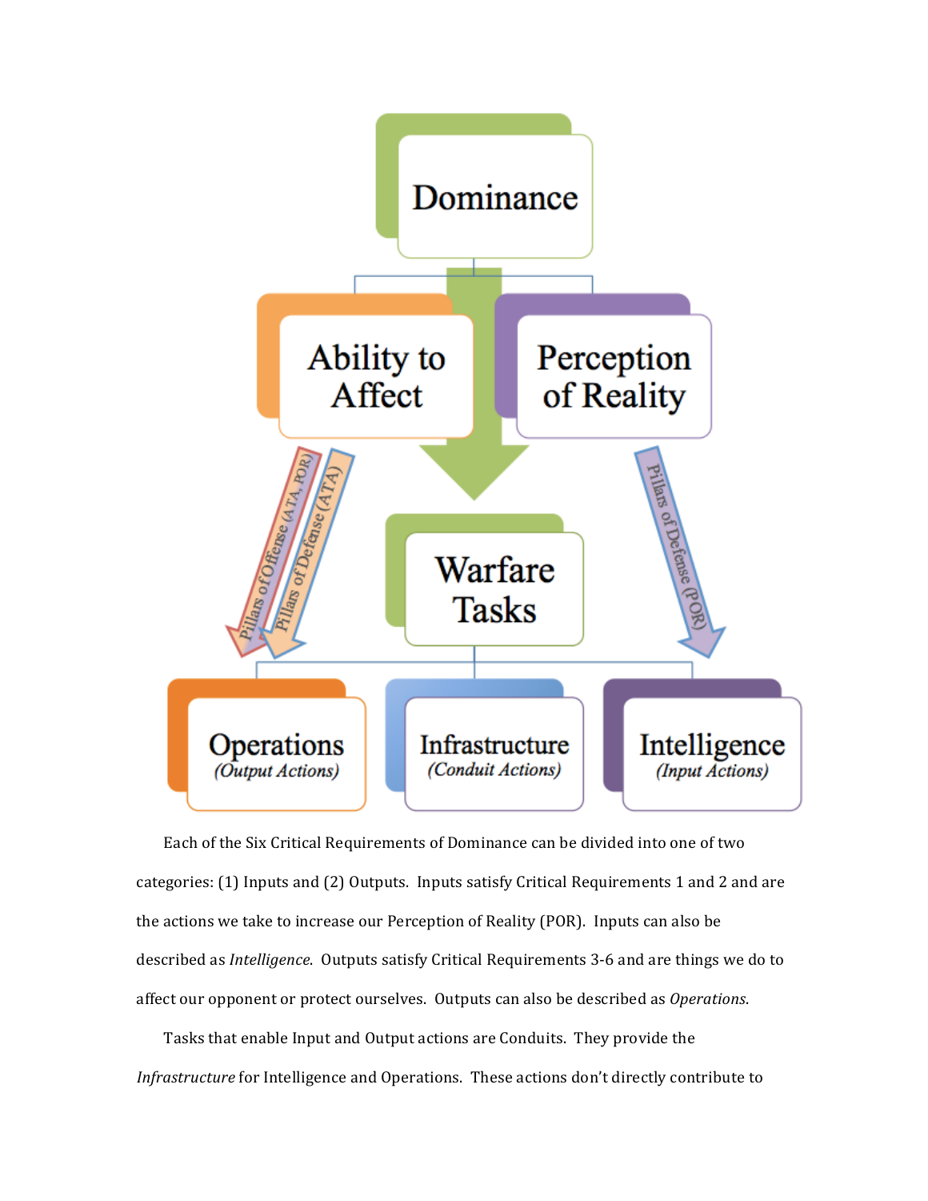Each of the Six Critical Requirements of Dominance can be divided into one of two categories: (1) Inputs and (2) Outputs. Inputs satisfy Critical Requirements 1 and 2 and are the actions we take to increase our Perception of Reality (POR). Inputs can also be described as *Intelligence*. Outputs satisfy Critical Requirements 3-6 and are things we do to affect our opponent or protect ourselves. Outputs can also be described as *Operations*.

Tasks that enable Input and Output actions are Conduits. They provide the *Infrastructure* for Intelligence and Operations. These actions don't directly contribute to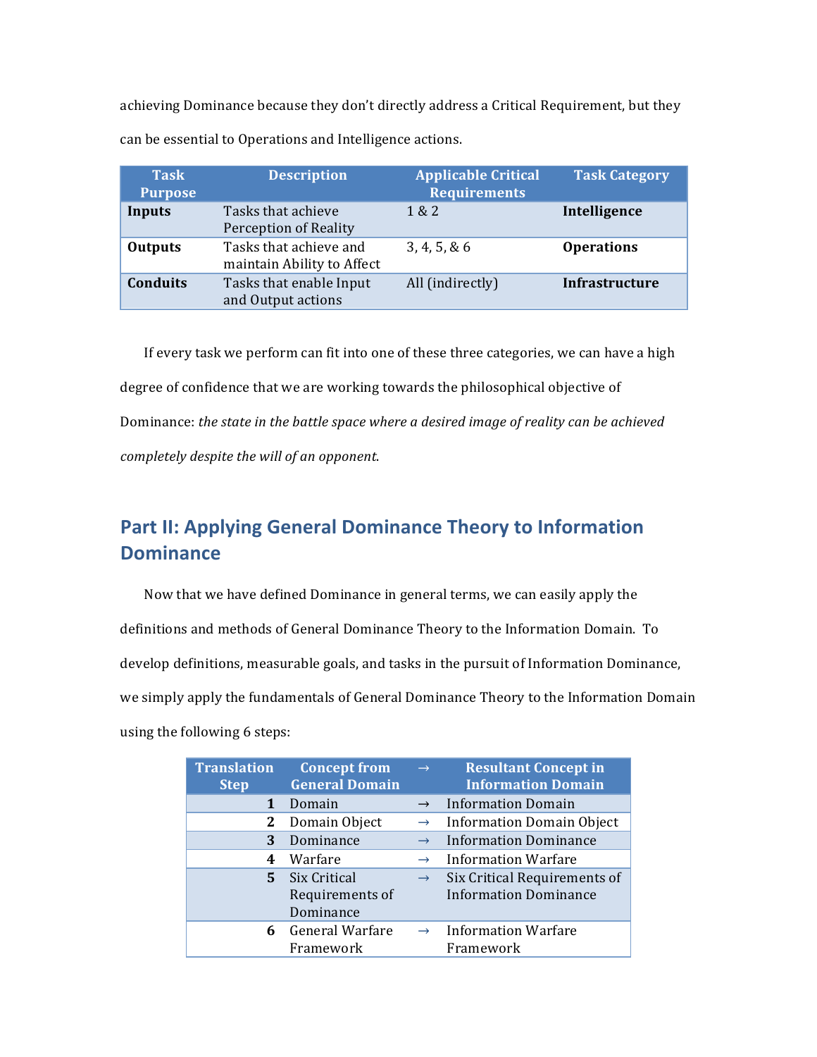achieving Dominance because they don't directly address a Critical Requirement, but they can be essential to Operations and Intelligence actions.

| Task Purpose | Description | Applicable Critical Requirements | Task Category |
|---|---|---|---|
| **Inputs** | Tasks that achieve Perception of Reality | 1 & 2 | **Intelligence** |
| **Outputs** | Tasks that achieve and maintain Ability to Affect | 3, 4, 5, & 6 | **Operations** |
| **Conduits** | Tasks that enable Input and Output actions | All (indirectly) | **Infrastructure** |

If every task we perform can fit into one of these three categories, we can have a high degree of confidence that we are working towards the philosophical objective of Dominance: *the state in the battle space where a desired image of reality can be achieved completely despite the will of an opponent*.

## Part II: Applying General Dominance Theory to Information Dominance

Now that we have defined Dominance in general terms, we can easily apply the definitions and methods of General Dominance Theory to the Information Domain. To develop definitions, measurable goals, and tasks in the pursuit of Information Dominance, we simply apply the fundamentals of General Dominance Theory to the Information Domain using the following 6 steps:

| Translation Step | Concept from General Domain | → | Resultant Concept in Information Domain |
|---|---|---|---|
| 1 | Domain | → | Information Domain |
| 2 | Domain Object | → | Information Domain Object |
| 3 | Dominance | → | Information Dominance |
| 4 | Warfare | → | Information Warfare |
| 5 | Six Critical Requirements of Dominance | → | Six Critical Requirements of Information Dominance |
| 6 | General Warfare Framework | → | Information Warfare Framework |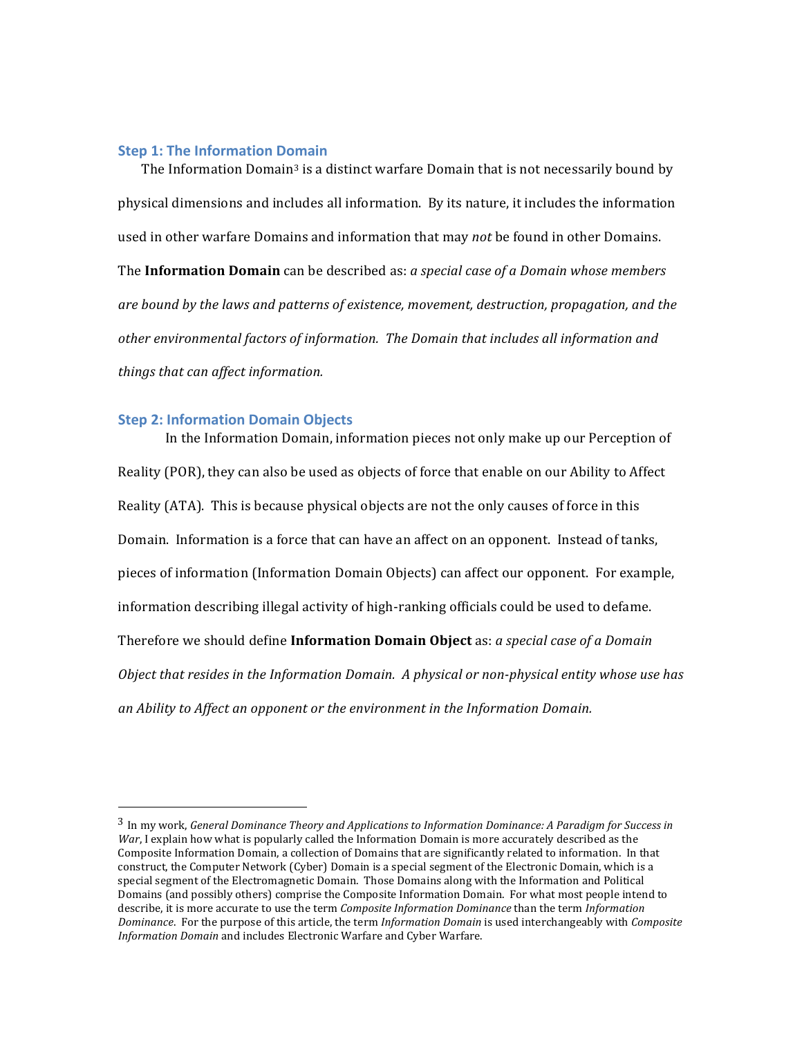### Step 1: The Information Domain

The Information Domain[3] is a distinct warfare Domain that is not necessarily bound by physical dimensions and includes all information. By its nature, it includes the information used in other warfare Domains and information that may *not* be found in other Domains. The **Information Domain** can be described as: *a special case of a Domain whose members are bound by the laws and patterns of existence, movement, destruction, propagation, and the other environmental factors of information. The Domain that includes all information and things that can affect information.*

### Step 2: Information Domain Objects

In the Information Domain, information pieces not only make up our Perception of Reality (POR), they can also be used as objects of force that enable on our Ability to Affect Reality (ATA). This is because physical objects are not the only causes of force in this Domain. Information is a force that can have an affect on an opponent. Instead of tanks, pieces of information (Information Domain Objects) can affect our opponent. For example, information describing illegal activity of high-ranking officials could be used to defame. Therefore we should define **Information Domain Object** as: *a special case of a Domain Object that resides in the Information Domain. A physical or non-physical entity whose use has an Ability to Affect an opponent or the environment in the Information Domain.*

---

[3] In my work, *General Dominance Theory and Applications to Information Dominance: A Paradigm for Success in War*, I explain how what is popularly called the Information Domain is more accurately described as the Composite Information Domain, a collection of Domains that are significantly related to information. In that construct, the Computer Network (Cyber) Domain is a special segment of the Electronic Domain, which is a special segment of the Electromagnetic Domain. Those Domains along with the Information and Political Domains (and possibly others) comprise the Composite Information Domain. For what most people intend to describe, it is more accurate to use the term *Composite Information Dominance* than the term *Information Dominance*. For the purpose of this article, the term *Information Domain* is used interchangeably with *Composite Information Domain* and includes Electronic Warfare and Cyber Warfare.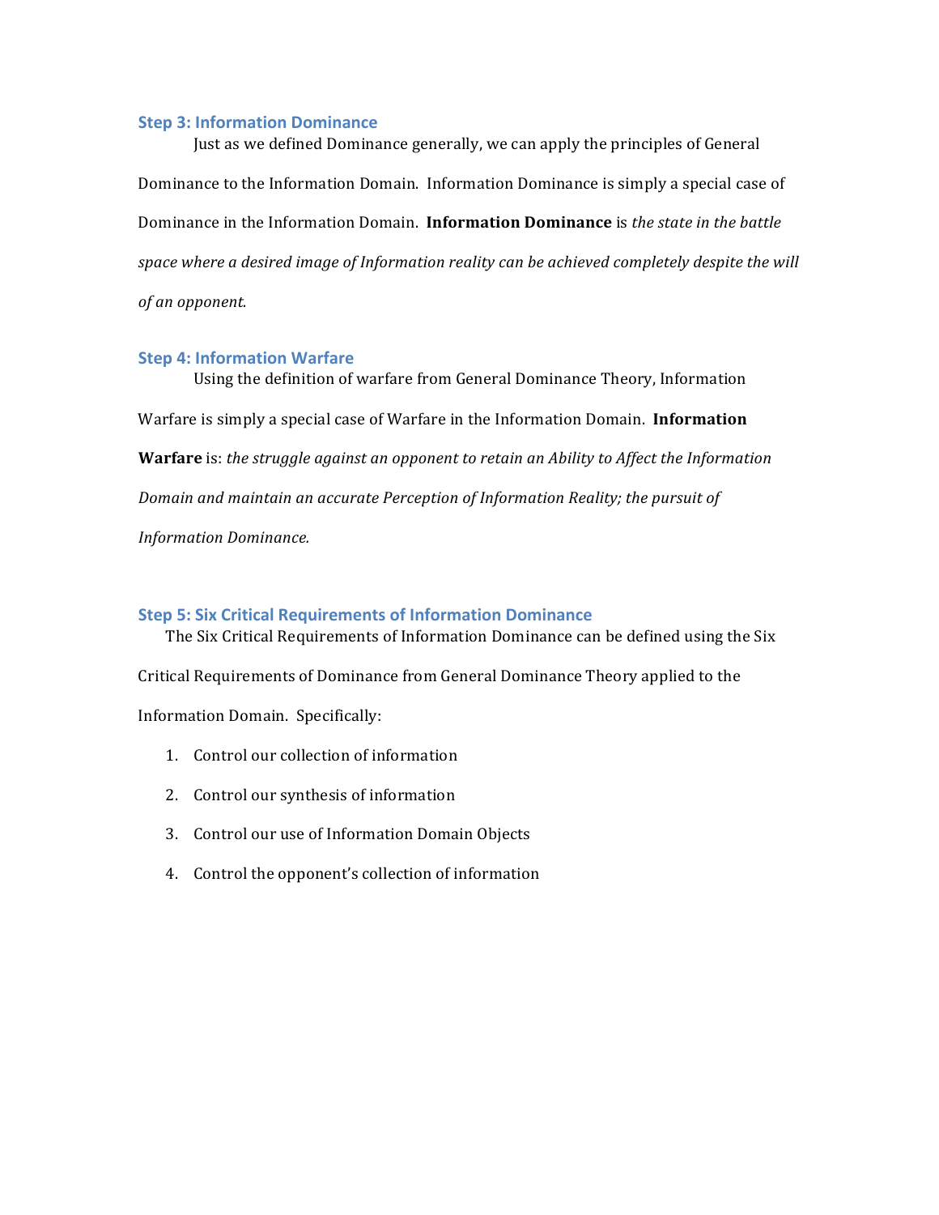### Step 3: Information Dominance

Just as we defined Dominance generally, we can apply the principles of General Dominance to the Information Domain. Information Dominance is simply a special case of Dominance in the Information Domain. **Information Dominance** is *the state in the battle space where a desired image of Information reality can be achieved completely despite the will of an opponent.*

### Step 4: Information Warfare

Using the definition of warfare from General Dominance Theory, Information Warfare is simply a special case of Warfare in the Information Domain. **Information Warfare** is: *the struggle against an opponent to retain an Ability to Affect the Information Domain and maintain an accurate Perception of Information Reality; the pursuit of Information Dominance.*

### Step 5: Six Critical Requirements of Information Dominance

The Six Critical Requirements of Information Dominance can be defined using the Six Critical Requirements of Dominance from General Dominance Theory applied to the Information Domain. Specifically:

1. Control our collection of information
2. Control our synthesis of information
3. Control our use of Information Domain Objects
4. Control the opponent's collection of information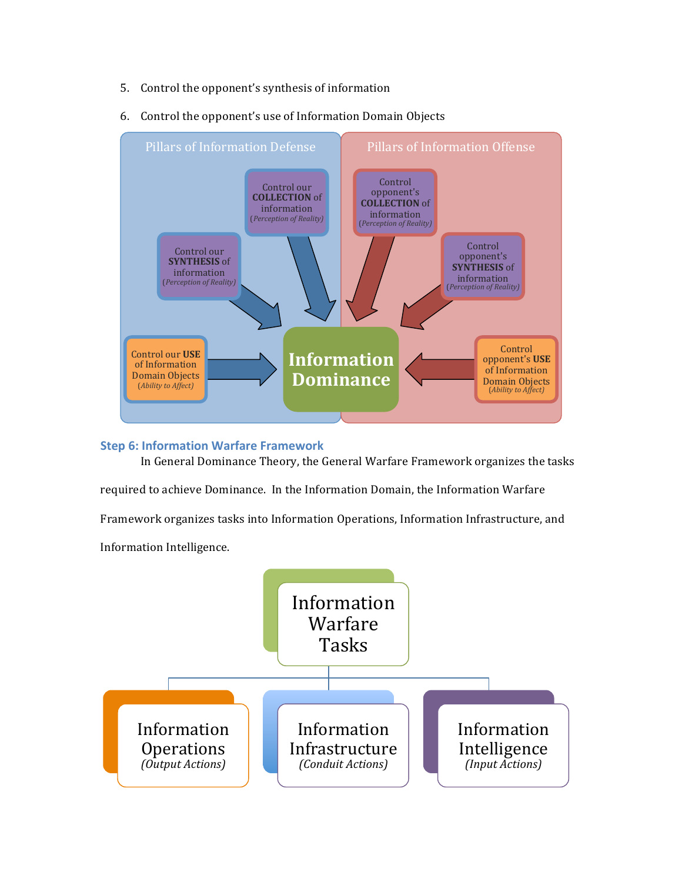5. Control the opponent's synthesis of information
6. Control the opponent's use of Information Domain Objects

**Pillars of Information Defense**

- Control our **COLLECTION** of information (*Perception of Reality*)
- Control our **SYNTHESIS** of information (*Perception of Reality*)
- Control our **USE** of Information Domain Objects (*Ability to Affect*)

**Pillars of Information Offense**

- Control opponent's **COLLECTION** of information (*Perception of Reality*)
- Control opponent's **SYNTHESIS** of information (*Perception of Reality*)
- Control opponent's **USE** of Information Domain Objects (*Ability to Affect*)

**Information Dominance**

### Step 6: Information Warfare Framework

In General Dominance Theory, the General Warfare Framework organizes the tasks required to achieve Dominance. In the Information Domain, the Information Warfare Framework organizes tasks into Information Operations, Information Infrastructure, and Information Intelligence.

**Information Warfare Tasks**

- Information Operations (*Output Actions*)
- Information Infrastructure (*Conduit Actions*)
- Information Intelligence (*Input Actions*)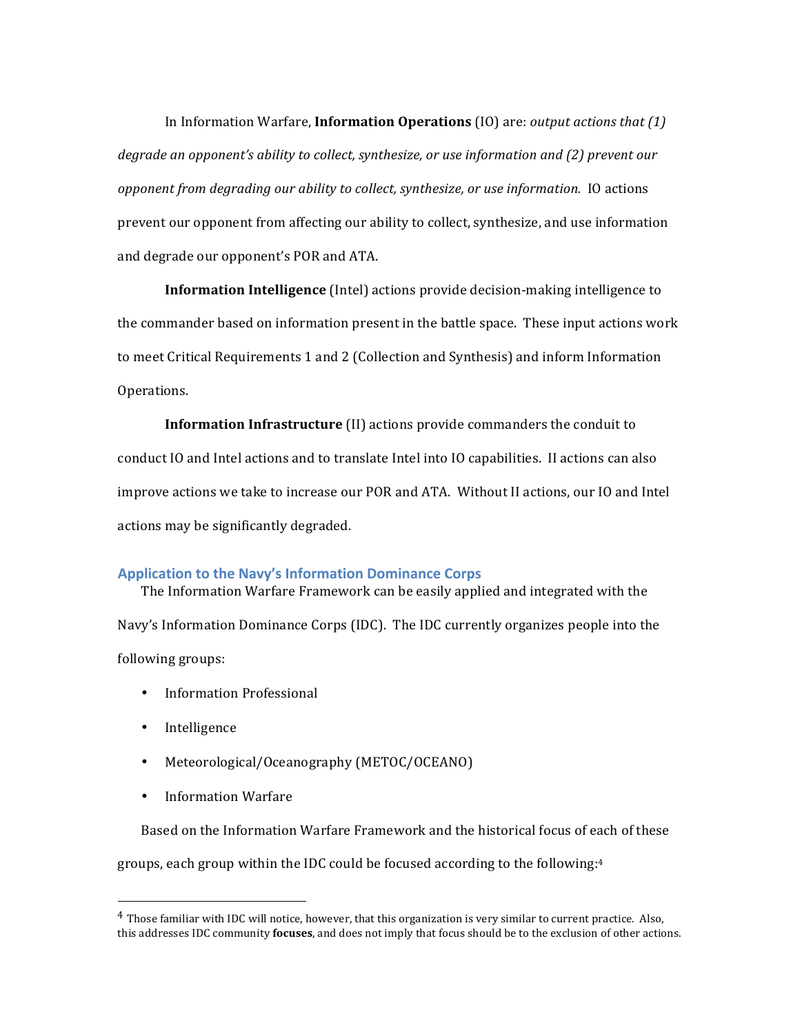In Information Warfare, **Information Operations** (IO) are: *output actions that (1) degrade an opponent's ability to collect, synthesize, or use information and (2) prevent our opponent from degrading our ability to collect, synthesize, or use information.* IO actions prevent our opponent from affecting our ability to collect, synthesize, and use information and degrade our opponent's POR and ATA.

**Information Intelligence** (Intel) actions provide decision-making intelligence to the commander based on information present in the battle space. These input actions work to meet Critical Requirements 1 and 2 (Collection and Synthesis) and inform Information Operations.

**Information Infrastructure** (II) actions provide commanders the conduit to conduct IO and Intel actions and to translate Intel into IO capabilities. II actions can also improve actions we take to increase our POR and ATA. Without II actions, our IO and Intel actions may be significantly degraded.

## Application to the Navy's Information Dominance Corps

The Information Warfare Framework can be easily applied and integrated with the Navy's Information Dominance Corps (IDC). The IDC currently organizes people into the following groups:

- Information Professional
- Intelligence
- Meteorological/Oceanography (METOC/OCEANO)
- Information Warfare

Based on the Information Warfare Framework and the historical focus of each of these groups, each group within the IDC could be focused according to the following:[4]

---

[4] Those familiar with IDC will notice, however, that this organization is very similar to current practice. Also, this addresses IDC community **focuses**, and does not imply that focus should be to the exclusion of other actions.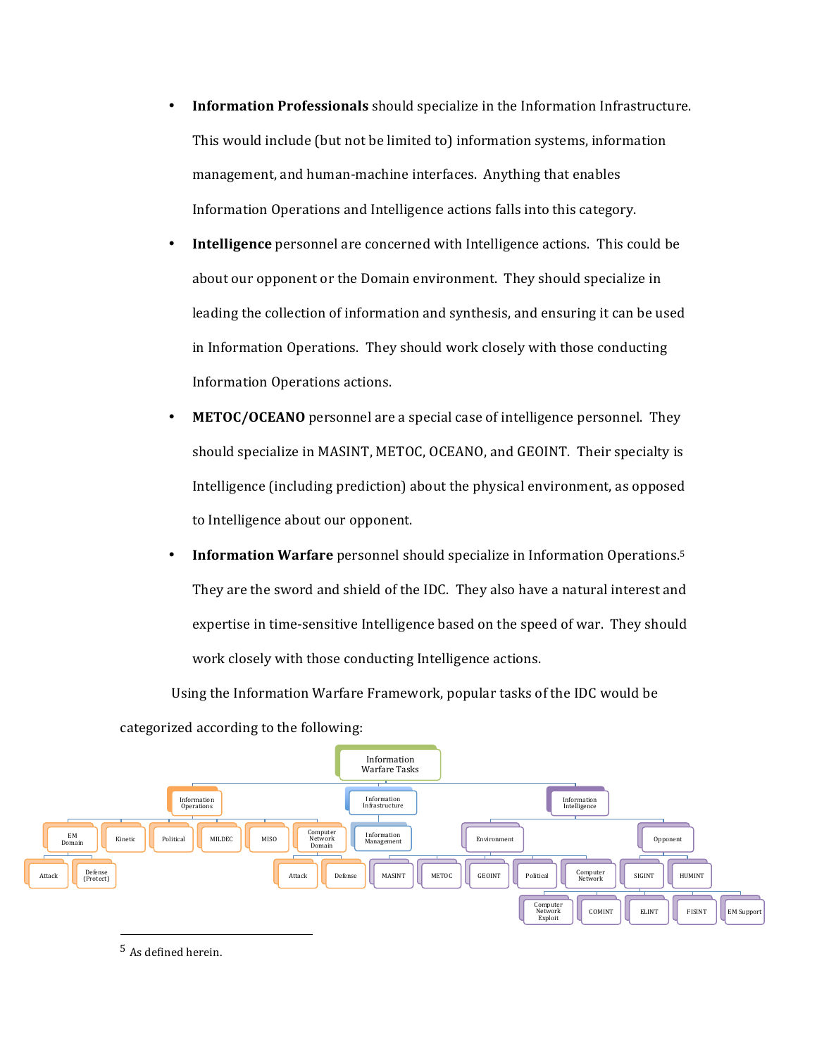- **Information Professionals** should specialize in the Information Infrastructure. This would include (but not be limited to) information systems, information management, and human-machine interfaces. Anything that enables Information Operations and Intelligence actions falls into this category.
- **Intelligence** personnel are concerned with Intelligence actions. This could be about our opponent or the Domain environment. They should specialize in leading the collection of information and synthesis, and ensuring it can be used in Information Operations. They should work closely with those conducting Information Operations actions.
- **METOC/OCEANO** personnel are a special case of intelligence personnel. They should specialize in MASINT, METOC, OCEANO, and GEOINT. Their specialty is Intelligence (including prediction) about the physical environment, as opposed to Intelligence about our opponent.
- **Information Warfare** personnel should specialize in Information Operations.[5] They are the sword and shield of the IDC. They also have a natural interest and expertise in time-sensitive Intelligence based on the speed of war. They should work closely with those conducting Intelligence actions.

Using the Information Warfare Framework, popular tasks of the IDC would be categorized according to the following:

- Information Warfare Tasks
  - Information Operations
    - EM Domain
      - Attack
      - Defense (Protect)
    - Kinetic
    - Political
    - MILDEC
    - MISO
    - Computer Network Domain
      - Attack
      - Defense
  - Information Infrastructure
    - Information Management
  - Information Intelligence
    - Environment
      - MASINT
      - METOC
      - GEOINT
      - Political
      - Computer Network
    - Opponent
      - SIGINT
        - Computer Network Exploit
        - COMINT
        - ELINT
        - FISINT
        - EM Support
      - HUMINT

[5] As defined herein.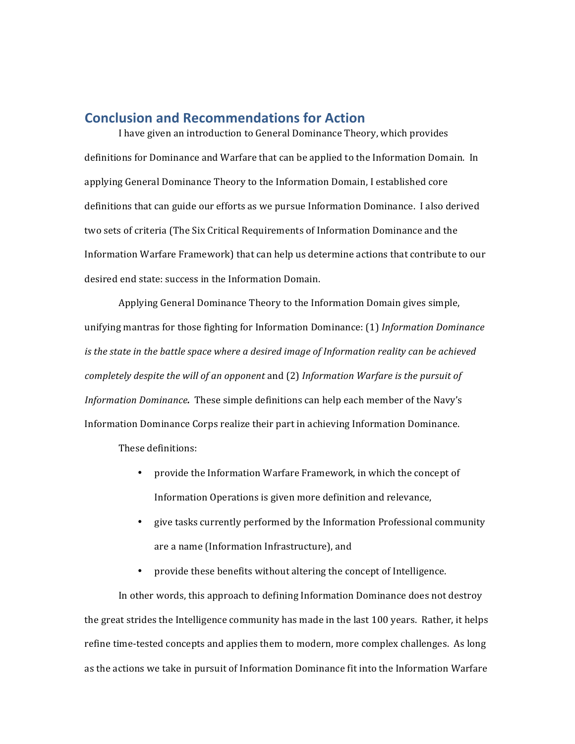## Conclusion and Recommendations for Action

I have given an introduction to General Dominance Theory, which provides definitions for Dominance and Warfare that can be applied to the Information Domain. In applying General Dominance Theory to the Information Domain, I established core definitions that can guide our efforts as we pursue Information Dominance. I also derived two sets of criteria (The Six Critical Requirements of Information Dominance and the Information Warfare Framework) that can help us determine actions that contribute to our desired end state: success in the Information Domain.

Applying General Dominance Theory to the Information Domain gives simple, unifying mantras for those fighting for Information Dominance: (1) *Information Dominance is the state in the battle space where a desired image of Information reality can be achieved completely despite the will of an opponent* and (2) *Information Warfare is the pursuit of Information Dominance.* These simple definitions can help each member of the Navy's Information Dominance Corps realize their part in achieving Information Dominance.

These definitions:

- provide the Information Warfare Framework, in which the concept of Information Operations is given more definition and relevance,
- give tasks currently performed by the Information Professional community are a name (Information Infrastructure), and
- provide these benefits without altering the concept of Intelligence.

In other words, this approach to defining Information Dominance does not destroy the great strides the Intelligence community has made in the last 100 years. Rather, it helps refine time-tested concepts and applies them to modern, more complex challenges. As long as the actions we take in pursuit of Information Dominance fit into the Information Warfare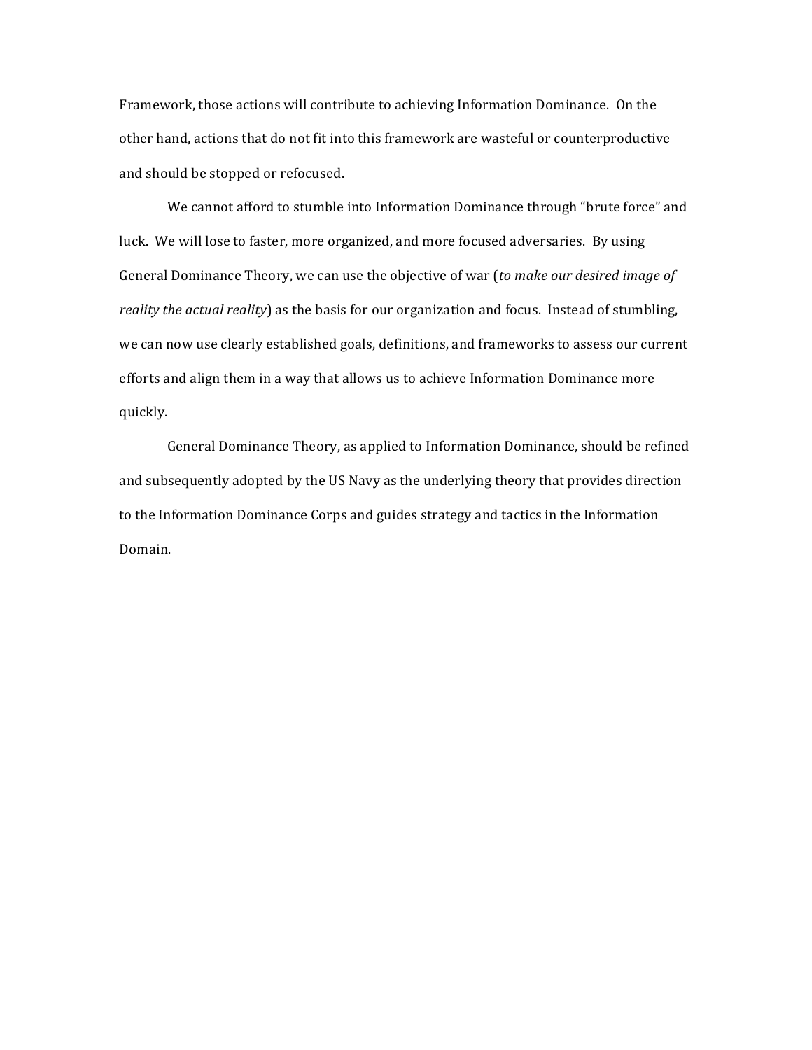Framework, those actions will contribute to achieving Information Dominance. On the other hand, actions that do not fit into this framework are wasteful or counterproductive and should be stopped or refocused.

We cannot afford to stumble into Information Dominance through "brute force" and luck. We will lose to faster, more organized, and more focused adversaries. By using General Dominance Theory, we can use the objective of war (*to make our desired image of reality the actual reality*) as the basis for our organization and focus. Instead of stumbling, we can now use clearly established goals, definitions, and frameworks to assess our current efforts and align them in a way that allows us to achieve Information Dominance more quickly.

General Dominance Theory, as applied to Information Dominance, should be refined and subsequently adopted by the US Navy as the underlying theory that provides direction to the Information Dominance Corps and guides strategy and tactics in the Information Domain.